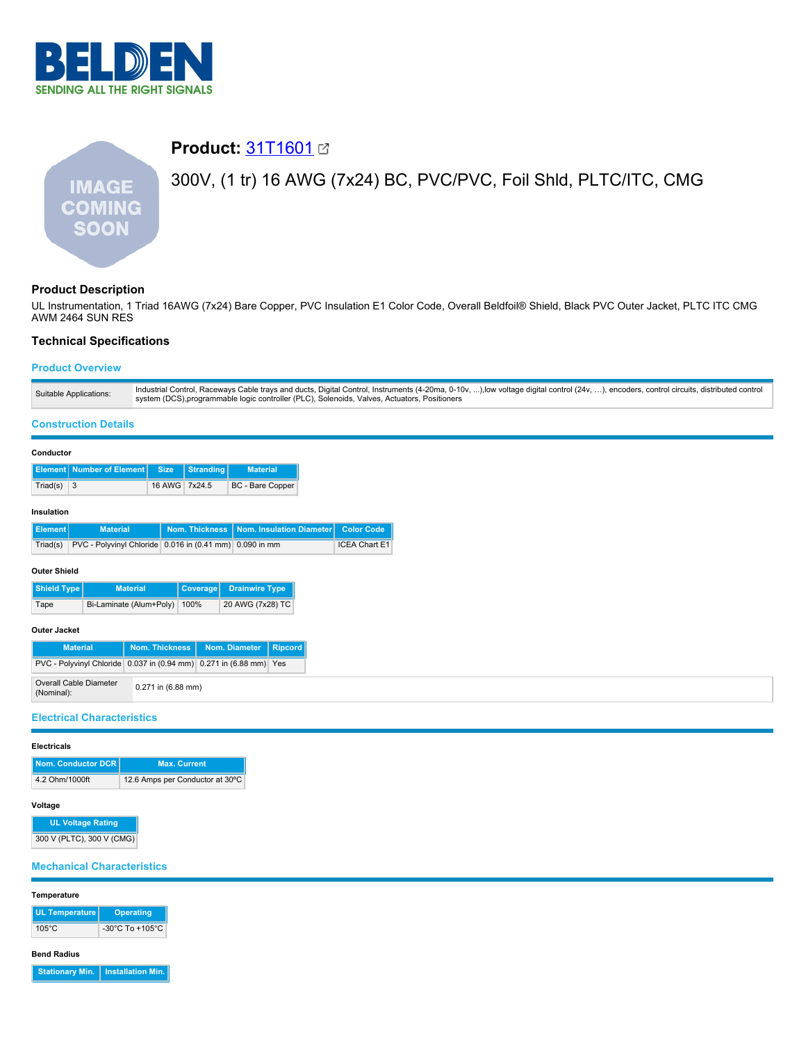# Product: [31T1601](#)

## 300V, (1 tr) 16 AWG (7x24) BC, PVC/PVC, Foil Shld, PLTC/ITC, CMG

### Product Description

UL Instrumentation, 1 Triad 16AWG (7x24) Bare Copper, PVC Insulation E1 Color Code, Overall Beldfoil® Shield, Black PVC Outer Jacket, PLTC ITC CMG AWM 2464 SUN RES

### Technical Specifications

#### Product Overview

| | |
|---|---|
| Suitable Applications: | Industrial Control, Raceways Cable trays and ducts, Digital Control, Instruments (4-20ma, 0-10v, ...),low voltage digital control (24v, …), encoders, control circuits, distributed control system (DCS),programmable logic controller (PLC), Solenoids, Valves, Actuators, Positioners |

#### Construction Details

**Conductor**

| Element | Number of Element | Size | Stranding | Material |
|---|---|---|---|---|
| Triad(s) | 3 | 16 AWG | 7x24.5 | BC - Bare Copper |

**Insulation**

| Element | Material | Nom. Thickness | Nom. Insulation Diameter | Color Code |
|---|---|---|---|---|
| Triad(s) | PVC - Polyvinyl Chloride | 0.016 in (0.41 mm) | 0.090 in mm | ICEA Chart E1 |

**Outer Shield**

| Shield Type | Material | Coverage | Drainwire Type |
|---|---|---|---|
| Tape | Bi-Laminate (Alum+Poly) | 100% | 20 AWG (7x28) TC |

**Outer Jacket**

| Material | Nom. Thickness | Nom. Diameter | Ripcord |
|---|---|---|---|
| PVC - Polyvinyl Chloride | 0.037 in (0.94 mm) | 0.271 in (6.88 mm) | Yes |

| | |
|---|---|
| Overall Cable Diameter (Nominal): | 0.271 in (6.88 mm) |

#### Electrical Characteristics

**Electricals**

| Nom. Conductor DCR | Max. Current |
|---|---|
| 4.2 Ohm/1000ft | 12.6 Amps per Conductor at 30ºC |

**Voltage**

| UL Voltage Rating |
|---|
| 300 V (PLTC), 300 V (CMG) |

#### Mechanical Characteristics

**Temperature**

| UL Temperature | Operating |
|---|---|
| 105°C | -30°C To +105°C |

**Bend Radius**

| Stationary Min. | Installation Min. |
|---|---|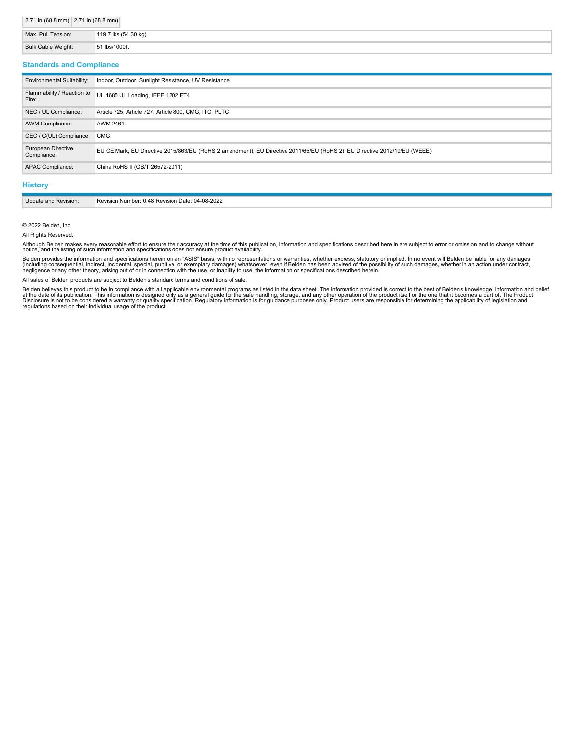| | |
|---|---|
| 2.71 in (68.8 mm) | 2.71 in (68.8 mm) |

| | |
|---|---|
| Max. Pull Tension: | 119.7 lbs (54.30 kg) |
| Bulk Cable Weight: | 51 lbs/1000ft |

## Standards and Compliance

| | |
|---|---|
| Environmental Suitability: | Indoor, Outdoor, Sunlight Resistance, UV Resistance |
| Flammability / Reaction to Fire: | UL 1685 UL Loading, IEEE 1202 FT4 |
| NEC / UL Compliance: | Article 725, Article 727, Article 800, CMG, ITC, PLTC |
| AWM Compliance: | AWM 2464 |
| CEC / C(UL) Compliance: | CMG |
| European Directive Compliance: | EU CE Mark, EU Directive 2015/863/EU (RoHS 2 amendment), EU Directive 2011/65/EU (RoHS 2), EU Directive 2012/19/EU (WEEE) |
| APAC Compliance: | China RoHS II (GB/T 26572-2011) |

## History

| | |
|---|---|
| Update and Revision: | Revision Number: 0.48 Revision Date: 04-08-2022 |

© 2022 Belden, Inc

All Rights Reserved.

Although Belden makes every reasonable effort to ensure their accuracy at the time of this publication, information and specifications described here in are subject to error or omission and to change without notice, and the listing of such information and specifications does not ensure product availability.

Belden provides the information and specifications herein on an "ASIS" basis, with no representations or warranties, whether express, statutory or implied. In no event will Belden be liable for any damages (including consequential, indirect, incidental, special, punitive, or exemplary damages) whatsoever, even if Belden has been advised of the possibility of such damages, whether in an action under contract, negligence or any other theory, arising out of or in connection with the use, or inability to use, the information or specifications described herein.

All sales of Belden products are subject to Belden's standard terms and conditions of sale.

Belden believes this product to be in compliance with all applicable environmental programs as listed in the data sheet. The information provided is correct to the best of Belden's knowledge, information and belief at the date of its publication. This information is designed only as a general guide for the safe handling, storage, and any other operation of the product itself or the one that it becomes a part of. The Product Disclosure is not to be considered a warranty or quality specification. Regulatory information is for guidance purposes only. Product users are responsible for determining the applicability of legislation and regulations based on their individual usage of the product.